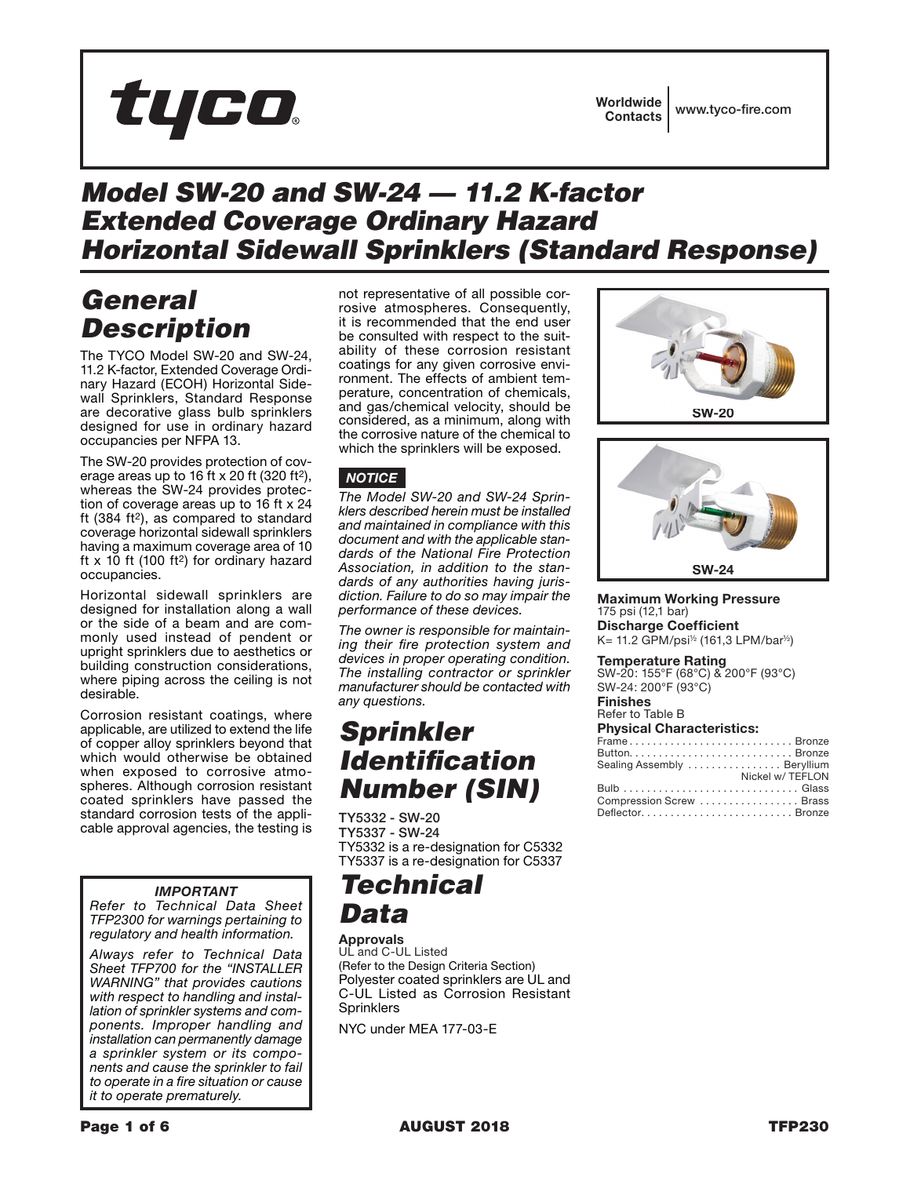tyco

Worldwide Contacts | www.tyco-fire.com

# Model SW-20 and SW-24 — 11.2 K-factor Extended Coverage Ordinary Hazard Horizontal Sidewall Sprinklers (Standard Response)

## General Description

The TYCO Model SW-20 and SW-24, 11.2 K-factor, Extended Coverage Ordinary Hazard (ECOH) Horizontal Sidewall Sprinklers, Standard Response are decorative glass bulb sprinklers designed for use in ordinary hazard occupancies per NFPA 13.

The SW-20 provides protection of coverage areas up to 16 ft x 20 ft (320 ft$^2$), whereas the SW-24 provides protection of coverage areas up to 16 ft x 24 ft (384 ft$^2$), as compared to standard coverage horizontal sidewall sprinklers having a maximum coverage area of 10 ft x 10 ft (100 ft$^2$) for ordinary hazard occupancies.

Horizontal sidewall sprinklers are designed for installation along a wall or the side of a beam and are commonly used instead of pendent or upright sprinklers due to aesthetics or building construction considerations, where piping across the ceiling is not desirable.

Corrosion resistant coatings, where applicable, are utilized to extend the life of copper alloy sprinklers beyond that which would otherwise be obtained when exposed to corrosive atmospheres. Although corrosion resistant coated sprinklers have passed the standard corrosion tests of the applicable approval agencies, the testing is not representative of all possible corrosive atmospheres. Consequently, it is recommended that the end user be consulted with respect to the suitability of these corrosion resistant coatings for any given corrosive environment. The effects of ambient temperature, concentration of chemicals, and gas/chemical velocity, should be considered, as a minimum, along with the corrosive nature of the chemical to which the sprinklers will be exposed.

***NOTICE***

*The Model SW-20 and SW-24 Sprinklers described herein must be installed and maintained in compliance with this document and with the applicable standards of the National Fire Protection Association, in addition to the standards of any authorities having jurisdiction. Failure to do so may impair the performance of these devices.*

*The owner is responsible for maintaining their fire protection system and devices in proper operating condition. The installing contractor or sprinkler manufacturer should be contacted with any questions.*

> ***IMPORTANT***
>
> *Refer to Technical Data Sheet TFP2300 for warnings pertaining to regulatory and health information.*
>
> *Always refer to Technical Data Sheet TFP700 for the "INSTALLER WARNING" that provides cautions with respect to handling and installation of sprinkler systems and components. Improper handling and installation can permanently damage a sprinkler system or its components and cause the sprinkler to fail to operate in a fire situation or cause it to operate prematurely.*

## Sprinkler Identification Number (SIN)

TY5332 - SW-20
TY5337 - SW-24
TY5332 is a re-designation for C5332
TY5337 is a re-designation for C5337

## Technical Data

**Approvals**
UL and C-UL Listed
(Refer to the Design Criteria Section)
Polyester coated sprinklers are UL and C-UL Listed as Corrosion Resistant Sprinklers

NYC under MEA 177-03-E

SW-20

SW-24

**Maximum Working Pressure**
175 psi (12,1 bar)

**Discharge Coefficient**
K= 11.2 GPM/psi$^{1/2}$ (161,3 LPM/bar$^{1/2}$)

**Temperature Rating**
SW-20: 155°F (68°C) & 200°F (93°C)
SW-24: 200°F (93°C)

**Finishes**
Refer to Table B

**Physical Characteristics:**

| | |
|---|---|
| Frame | Bronze |
| Button | Bronze |
| Sealing Assembly | Beryllium Nickel w/ TEFLON |
| Bulb | Glass |
| Compression Screw | Brass |
| Deflector | Bronze |

AUGUST 2018 TFP230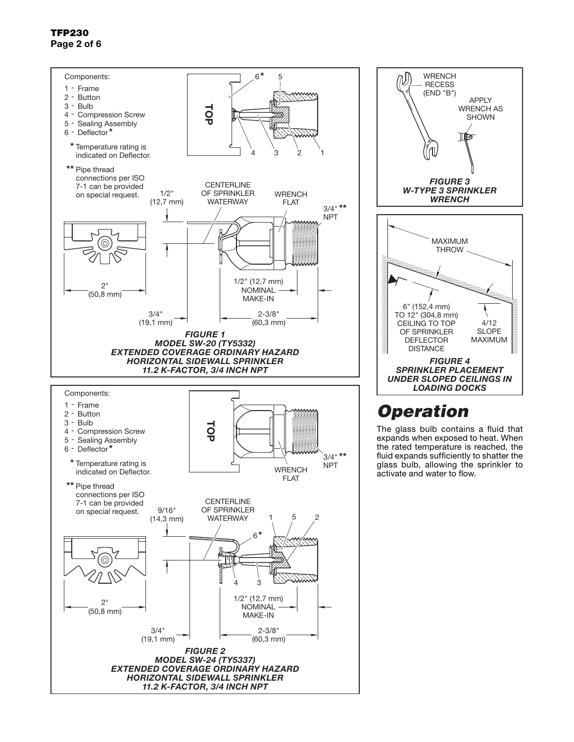Components:

1 - Frame
2 - Button
3 - Bulb
4 - Compression Screw
5 - Sealing Assembly
6 - Deflector*

* Temperature rating is indicated on Deflector.

** Pipe thread connections per ISO 7-1 can be provided on special request.

TOP

CENTERLINE OF SPRINKLER WATERWAY

1/2" (12,7 mm)

WRENCH FLAT

3/4"** NPT

2" (50,8 mm)

1/2" (12,7 mm) NOMINAL MAKE-IN

3/4" (19,1 mm)

2-3/8" (60,3 mm)

***FIGURE 1***
***MODEL SW-20 (TY5332)***
***EXTENDED COVERAGE ORDINARY HAZARD***
***HORIZONTAL SIDEWALL SPRINKLER***
***11.2 K-FACTOR, 3/4 INCH NPT***

Components:

1 - Frame
2 - Button
3 - Bulb
4 - Compression Screw
5 - Sealing Assembly
6 - Deflector*

* Temperature rating is indicated on Deflector.

** Pipe thread connections per ISO 7-1 can be provided on special request.

TOP

WRENCH FLAT

3/4"** NPT

CENTERLINE OF SPRINKLER WATERWAY

9/16" (14,3 mm)

2" (50,8 mm)

1/2" (12,7 mm) NOMINAL MAKE-IN

3/4" (19,1 mm)

2-3/8" (60,3 mm)

***FIGURE 2***
***MODEL SW-24 (TY5337)***
***EXTENDED COVERAGE ORDINARY HAZARD***
***HORIZONTAL SIDEWALL SPRINKLER***
***11.2 K-FACTOR, 3/4 INCH NPT***

WRENCH RECESS (END "B")

APPLY WRENCH AS SHOWN

***FIGURE 3***
***W-TYPE 3 SPRINKLER WRENCH***

MAXIMUM THROW

6" (152,4 mm) TO 12" (304,8 mm) CEILING TO TOP OF SPRINKLER DEFLECTOR DISTANCE

4/12 SLOPE MAXIMUM

***FIGURE 4***
***SPRINKLER PLACEMENT UNDER SLOPED CEILINGS IN LOADING DOCKS***

## *Operation*

The glass bulb contains a fluid that expands when exposed to heat. When the rated temperature is reached, the fluid expands sufficiently to shatter the glass bulb, allowing the sprinkler to activate and water to flow.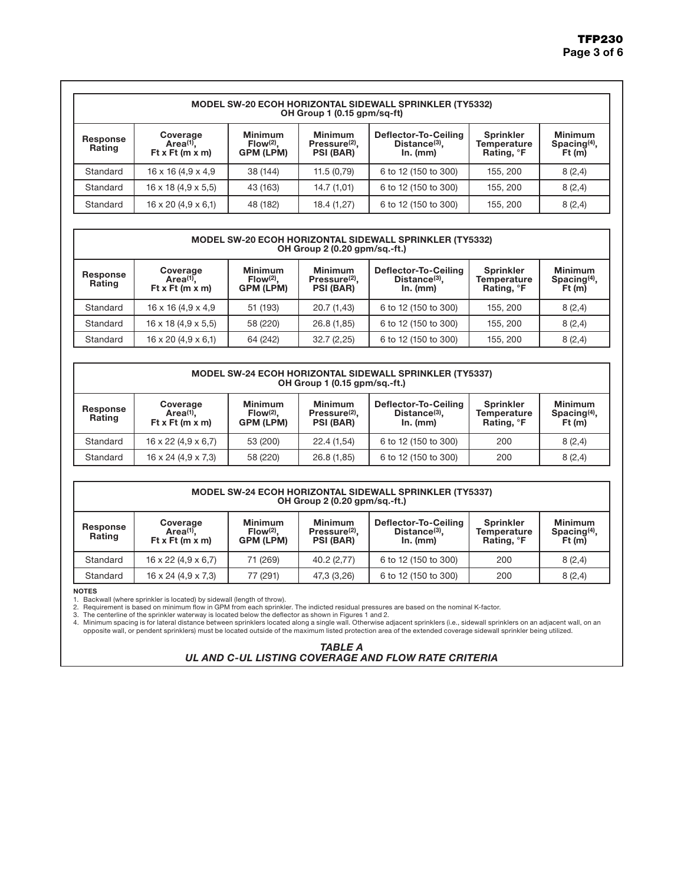| MODEL SW-20 ECOH HORIZONTAL SIDEWALL SPRINKLER (TY5332) OH Group 1 (0.15 gpm/sq-ft) | | | | | | |
|---|---|---|---|---|---|---|
| Response Rating | Coverage Area[(1)], Ft x Ft (m x m) | Minimum Flow[(2)], GPM (LPM) | Minimum Pressure[(2)], PSI (BAR) | Deflector-To-Ceiling Distance[(3)], In. (mm) | Sprinkler Temperature Rating, °F | Minimum Spacing[(4)], Ft (m) |
| Standard | 16 x 16 (4,9 x 4,9 | 38 (144) | 11.5 (0,79) | 6 to 12 (150 to 300) | 155, 200 | 8 (2,4) |
| Standard | 16 x 18 (4,9 x 5,5) | 43 (163) | 14.7 (1,01) | 6 to 12 (150 to 300) | 155, 200 | 8 (2,4) |
| Standard | 16 x 20 (4,9 x 6,1) | 48 (182) | 18.4 (1,27) | 6 to 12 (150 to 300) | 155, 200 | 8 (2,4) |

| MODEL SW-20 ECOH HORIZONTAL SIDEWALL SPRINKLER (TY5332) OH Group 2 (0.20 gpm/sq.-ft.) | | | | | | |
|---|---|---|---|---|---|---|
| Response Rating | Coverage Area[(1)], Ft x Ft (m x m) | Minimum Flow[(2)], GPM (LPM) | Minimum Pressure[(2)], PSI (BAR) | Deflector-To-Ceiling Distance[(3)], In. (mm) | Sprinkler Temperature Rating, °F | Minimum Spacing[(4)], Ft (m) |
| Standard | 16 x 16 (4,9 x 4,9 | 51 (193) | 20.7 (1,43) | 6 to 12 (150 to 300) | 155, 200 | 8 (2,4) |
| Standard | 16 x 18 (4,9 x 5,5) | 58 (220) | 26.8 (1,85) | 6 to 12 (150 to 300) | 155, 200 | 8 (2,4) |
| Standard | 16 x 20 (4,9 x 6,1) | 64 (242) | 32.7 (2,25) | 6 to 12 (150 to 300) | 155, 200 | 8 (2,4) |

| MODEL SW-24 ECOH HORIZONTAL SIDEWALL SPRINKLER (TY5337) OH Group 1 (0.15 gpm/sq.-ft.) | | | | | | |
|---|---|---|---|---|---|---|
| Response Rating | Coverage Area[(1)], Ft x Ft (m x m) | Minimum Flow[(2)], GPM (LPM) | Minimum Pressure[(2)], PSI (BAR) | Deflector-To-Ceiling Distance[(3)], In. (mm) | Sprinkler Temperature Rating, °F | Minimum Spacing[(4)], Ft (m) |
| Standard | 16 x 22 (4,9 x 6,7) | 53 (200) | 22.4 (1,54) | 6 to 12 (150 to 300) | 200 | 8 (2,4) |
| Standard | 16 x 24 (4,9 x 7,3) | 58 (220) | 26.8 (1,85) | 6 to 12 (150 to 300) | 200 | 8 (2,4) |

| MODEL SW-24 ECOH HORIZONTAL SIDEWALL SPRINKLER (TY5337) OH Group 2 (0.20 gpm/sq.-ft.) | | | | | | |
|---|---|---|---|---|---|---|
| Response Rating | Coverage Area[(1)], Ft x Ft (m x m) | Minimum Flow[(2)], GPM (LPM) | Minimum Pressure[(2)], PSI (BAR) | Deflector-To-Ceiling Distance[(3)], In. (mm) | Sprinkler Temperature Rating, °F | Minimum Spacing[(4)], Ft (m) |
| Standard | 16 x 22 (4,9 x 6,7) | 71 (269) | 40.2 (2,77) | 6 to 12 (150 to 300) | 200 | 8 (2,4) |
| Standard | 16 x 24 (4,9 x 7,3) | 77 (291) | 47,3 (3,26) | 6 to 12 (150 to 300) | 200 | 8 (2,4) |

**NOTES**

1. Backwall (where sprinkler is located) by sidewall (length of throw).
2. Requirement is based on minimum flow in GPM from each sprinkler. The indicted residual pressures are based on the nominal K-factor.
3. The centerline of the sprinkler waterway is located below the deflector as shown in Figures 1 and 2.
4. Minimum spacing is for lateral distance between sprinklers located along a single wall. Otherwise adjacent sprinklers (i.e., sidewall sprinklers on an adjacent wall, on an opposite wall, or pendent sprinklers) must be located outside of the maximum listed protection area of the extended coverage sidewall sprinkler being utilized.

***TABLE A***
***UL AND C-UL LISTING COVERAGE AND FLOW RATE CRITERIA***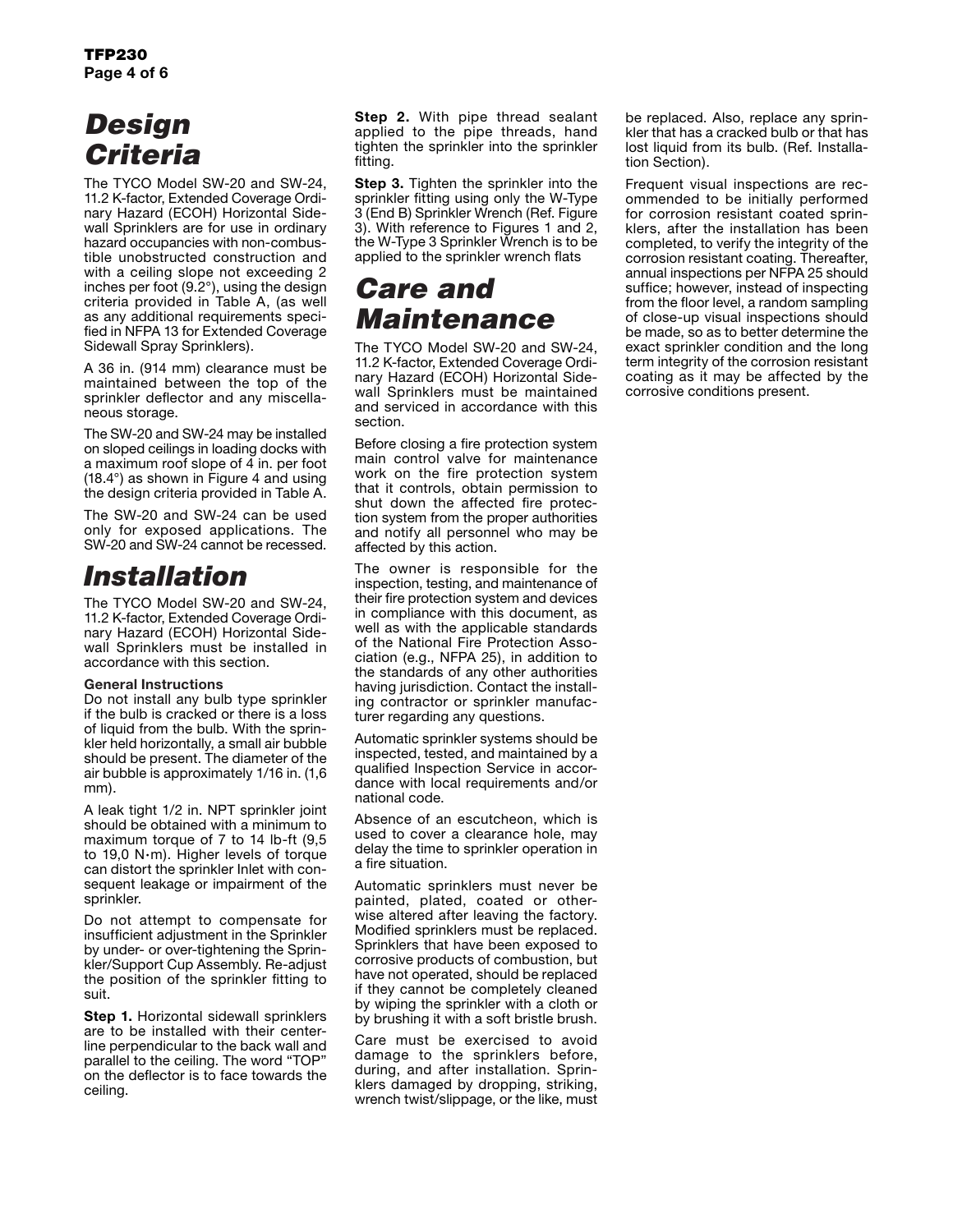# Design Criteria

The TYCO Model SW-20 and SW-24, 11.2 K-factor, Extended Coverage Ordinary Hazard (ECOH) Horizontal Sidewall Sprinklers are for use in ordinary hazard occupancies with non-combustible unobstructed construction and with a ceiling slope not exceeding 2 inches per foot (9.2°), using the design criteria provided in Table A, (as well as any additional requirements specified in NFPA 13 for Extended Coverage Sidewall Spray Sprinklers).

A 36 in. (914 mm) clearance must be maintained between the top of the sprinkler deflector and any miscellaneous storage.

The SW-20 and SW-24 may be installed on sloped ceilings in loading docks with a maximum roof slope of 4 in. per foot (18.4°) as shown in Figure 4 and using the design criteria provided in Table A.

The SW-20 and SW-24 can be used only for exposed applications. The SW-20 and SW-24 cannot be recessed.

# Installation

The TYCO Model SW-20 and SW-24, 11.2 K-factor, Extended Coverage Ordinary Hazard (ECOH) Horizontal Sidewall Sprinklers must be installed in accordance with this section.

**General Instructions**
Do not install any bulb type sprinkler if the bulb is cracked or there is a loss of liquid from the bulb. With the sprinkler held horizontally, a small air bubble should be present. The diameter of the air bubble is approximately 1/16 in. (1,6 mm).

A leak tight 1/2 in. NPT sprinkler joint should be obtained with a minimum to maximum torque of 7 to 14 lb-ft (9,5 to 19,0 N·m). Higher levels of torque can distort the sprinkler Inlet with consequent leakage or impairment of the sprinkler.

Do not attempt to compensate for insufficient adjustment in the Sprinkler by under- or over-tightening the Sprinkler/Support Cup Assembly. Re-adjust the position of the sprinkler fitting to suit.

**Step 1.** Horizontal sidewall sprinklers are to be installed with their centerline perpendicular to the back wall and parallel to the ceiling. The word "TOP" on the deflector is to face towards the ceiling.

**Step 2.** With pipe thread sealant applied to the pipe threads, hand tighten the sprinkler into the sprinkler fitting.

**Step 3.** Tighten the sprinkler into the sprinkler fitting using only the W-Type 3 (End B) Sprinkler Wrench (Ref. Figure 3). With reference to Figures 1 and 2, the W-Type 3 Sprinkler Wrench is to be applied to the sprinkler wrench flats

# Care and Maintenance

The TYCO Model SW-20 and SW-24, 11.2 K-factor, Extended Coverage Ordinary Hazard (ECOH) Horizontal Sidewall Sprinklers must be maintained and serviced in accordance with this section.

Before closing a fire protection system main control valve for maintenance work on the fire protection system that it controls, obtain permission to shut down the affected fire protection system from the proper authorities and notify all personnel who may be affected by this action.

The owner is responsible for the inspection, testing, and maintenance of their fire protection system and devices in compliance with this document, as well as with the applicable standards of the National Fire Protection Association (e.g., NFPA 25), in addition to the standards of any other authorities having jurisdiction. Contact the installing contractor or sprinkler manufacturer regarding any questions.

Automatic sprinkler systems should be inspected, tested, and maintained by a qualified Inspection Service in accordance with local requirements and/or national code.

Absence of an escutcheon, which is used to cover a clearance hole, may delay the time to sprinkler operation in a fire situation.

Automatic sprinklers must never be painted, plated, coated or otherwise altered after leaving the factory. Modified sprinklers must be replaced. Sprinklers that have been exposed to corrosive products of combustion, but have not operated, should be replaced if they cannot be completely cleaned by wiping the sprinkler with a cloth or by brushing it with a soft bristle brush.

Care must be exercised to avoid damage to the sprinklers before, during, and after installation. Sprinklers damaged by dropping, striking, wrench twist/slippage, or the like, must be replaced. Also, replace any sprinkler that has a cracked bulb or that has lost liquid from its bulb. (Ref. Installation Section).

Frequent visual inspections are recommended to be initially performed for corrosion resistant coated sprinklers, after the installation has been completed, to verify the integrity of the corrosion resistant coating. Thereafter, annual inspections per NFPA 25 should suffice; however, instead of inspecting from the floor level, a random sampling of close-up visual inspections should be made, so as to better determine the exact sprinkler condition and the long term integrity of the corrosion resistant coating as it may be affected by the corrosive conditions present.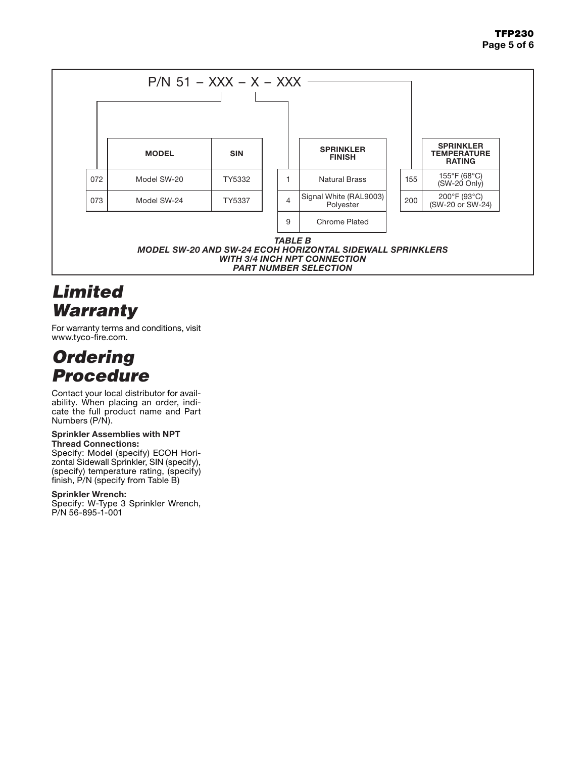P/N 51 – XXX – X – XXX

| | MODEL | SIN |
|---|---|---|
| 072 | Model SW-20 | TY5332 |
| 073 | Model SW-24 | TY5337 |

| | SPRINKLER FINISH |
|---|---|
| 1 | Natural Brass |
| 4 | Signal White (RAL9003) Polyester |
| 9 | Chrome Plated |

| | SPRINKLER TEMPERATURE RATING |
|---|---|
| 155 | 155°F (68°C) (SW-20 Only) |
| 200 | 200°F (93°C) (SW-20 or SW-24) |

***TABLE B***
***MODEL SW-20 AND SW-24 ECOH HORIZONTAL SIDEWALL SPRINKLERS WITH 3/4 INCH NPT CONNECTION PART NUMBER SELECTION***

# *Limited Warranty*

For warranty terms and conditions, visit www.tyco-fire.com.

# *Ordering Procedure*

Contact your local distributor for availability. When placing an order, indicate the full product name and Part Numbers (P/N).

**Sprinkler Assemblies with NPT Thread Connections:**
Specify: Model (specify) ECOH Horizontal Sidewall Sprinkler, SIN (specify), (specify) temperature rating, (specify) finish, P/N (specify from Table B)

**Sprinkler Wrench:**
Specify: W-Type 3 Sprinkler Wrench, P/N 56-895-1-001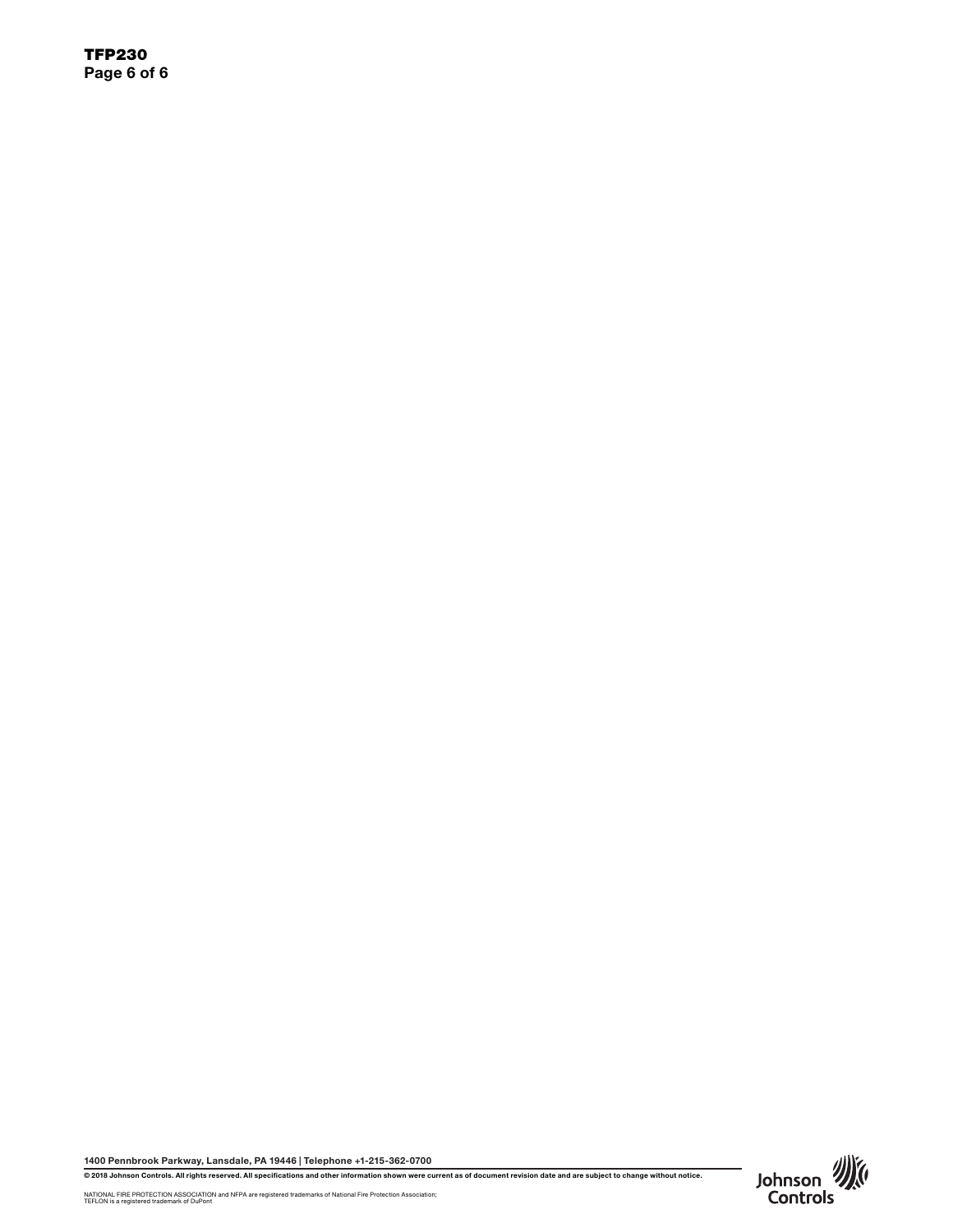1400 Pennbrook Parkway, Lansdale, PA 19446 | Telephone +1-215-362-0700

© 2018 Johnson Controls. All rights reserved. All specifications and other information shown were current as of document revision date and are subject to change without notice.

NATIONAL FIRE PROTECTION ASSOCIATION and NFPA are registered trademarks of National Fire Protection Association;
TEFLON is a registered trademark of DuPont